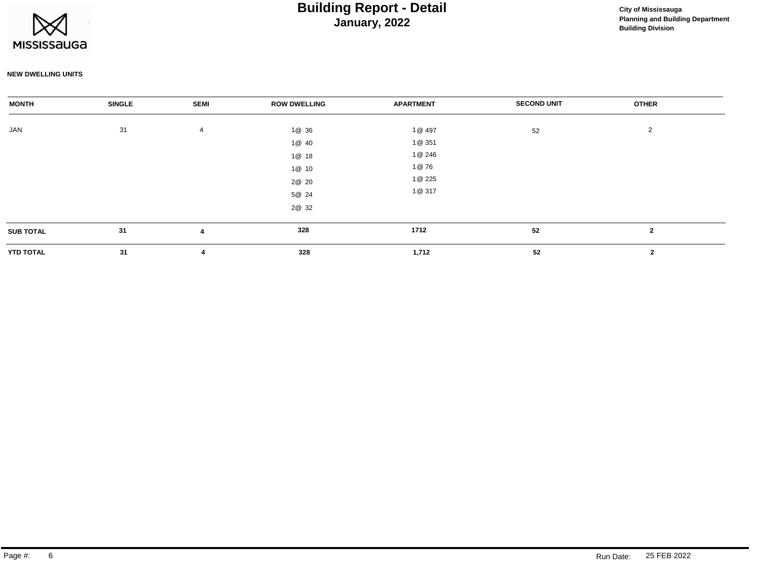# Building Report - Detail
## January, 2022

City of Mississauga
Planning and Building Department
Building Division

**NEW DWELLING UNITS**

| MONTH | SINGLE | SEMI | ROW DWELLING | APARTMENT | SECOND UNIT | OTHER |
|---|---|---|---|---|---|---|
| JAN | 31 | 4 | 1@ 36 | 1@ 497 | 52 | 2 |
| | | | 1@ 40 | 1@ 351 | | |
| | | | 1@ 18 | 1@ 246 | | |
| | | | 1@ 10 | 1@ 76 | | |
| | | | 2@ 20 | 1@ 225 | | |
| | | | 5@ 24 | 1@ 317 | | |
| | | | 2@ 32 | | | |
| **SUB TOTAL** | **31** | **4** | **328** | **1712** | **52** | **2** |
| **YTD TOTAL** | **31** | **4** | **328** | **1,712** | **52** | **2** |

Run Date: 25 FEB 2022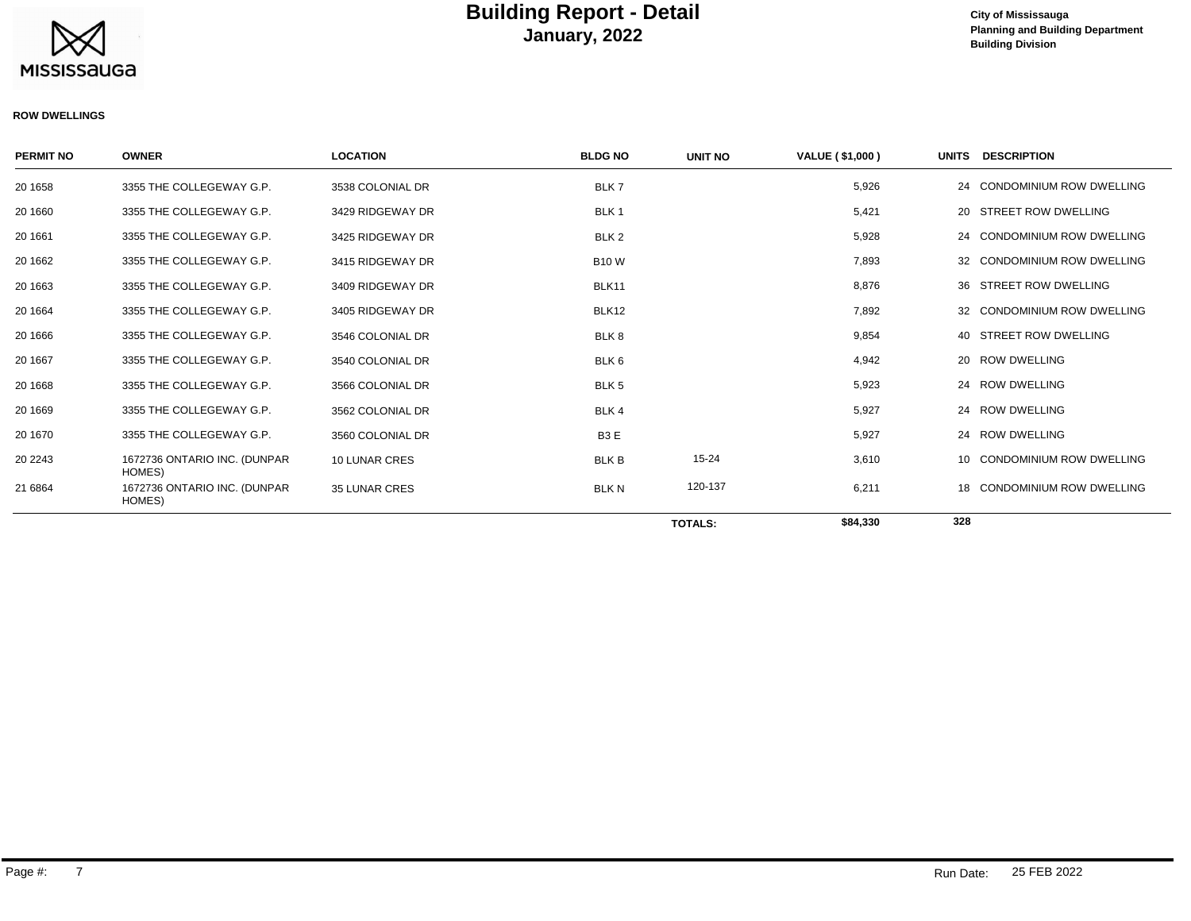# Building Report - Detail
## January, 2022

**City of Mississauga**
**Planning and Building Department**
**Building Division**

**ROW DWELLINGS**

| PERMIT NO | OWNER | LOCATION | BLDG NO | UNIT NO | VALUE ( $1,000 ) | UNITS | DESCRIPTION |
|---|---|---|---|---|---|---|---|
| 20 1658 | 3355 THE COLLEGEWAY G.P. | 3538 COLONIAL DR | BLK 7 | | 5,926 | 24 | CONDOMINIUM ROW DWELLING |
| 20 1660 | 3355 THE COLLEGEWAY G.P. | 3429 RIDGEWAY DR | BLK 1 | | 5,421 | 20 | STREET ROW DWELLING |
| 20 1661 | 3355 THE COLLEGEWAY G.P. | 3425 RIDGEWAY DR | BLK 2 | | 5,928 | 24 | CONDOMINIUM ROW DWELLING |
| 20 1662 | 3355 THE COLLEGEWAY G.P. | 3415 RIDGEWAY DR | B10 W | | 7,893 | 32 | CONDOMINIUM ROW DWELLING |
| 20 1663 | 3355 THE COLLEGEWAY G.P. | 3409 RIDGEWAY DR | BLK11 | | 8,876 | 36 | STREET ROW DWELLING |
| 20 1664 | 3355 THE COLLEGEWAY G.P. | 3405 RIDGEWAY DR | BLK12 | | 7,892 | 32 | CONDOMINIUM ROW DWELLING |
| 20 1666 | 3355 THE COLLEGEWAY G.P. | 3546 COLONIAL DR | BLK 8 | | 9,854 | 40 | STREET ROW DWELLING |
| 20 1667 | 3355 THE COLLEGEWAY G.P. | 3540 COLONIAL DR | BLK 6 | | 4,942 | 20 | ROW DWELLING |
| 20 1668 | 3355 THE COLLEGEWAY G.P. | 3566 COLONIAL DR | BLK 5 | | 5,923 | 24 | ROW DWELLING |
| 20 1669 | 3355 THE COLLEGEWAY G.P. | 3562 COLONIAL DR | BLK 4 | | 5,927 | 24 | ROW DWELLING |
| 20 1670 | 3355 THE COLLEGEWAY G.P. | 3560 COLONIAL DR | B3 E | | 5,927 | 24 | ROW DWELLING |
| 20 2243 | 1672736 ONTARIO INC. (DUNPAR HOMES) | 10 LUNAR CRES | BLK B | 15-24 | 3,610 | 10 | CONDOMINIUM ROW DWELLING |
| 21 6864 | 1672736 ONTARIO INC. (DUNPAR HOMES) | 35 LUNAR CRES | BLK N | 120-137 | 6,211 | 18 | CONDOMINIUM ROW DWELLING |
| | | | | **TOTALS:** | **$84,330** | **328** | |

Run Date: 25 FEB 2022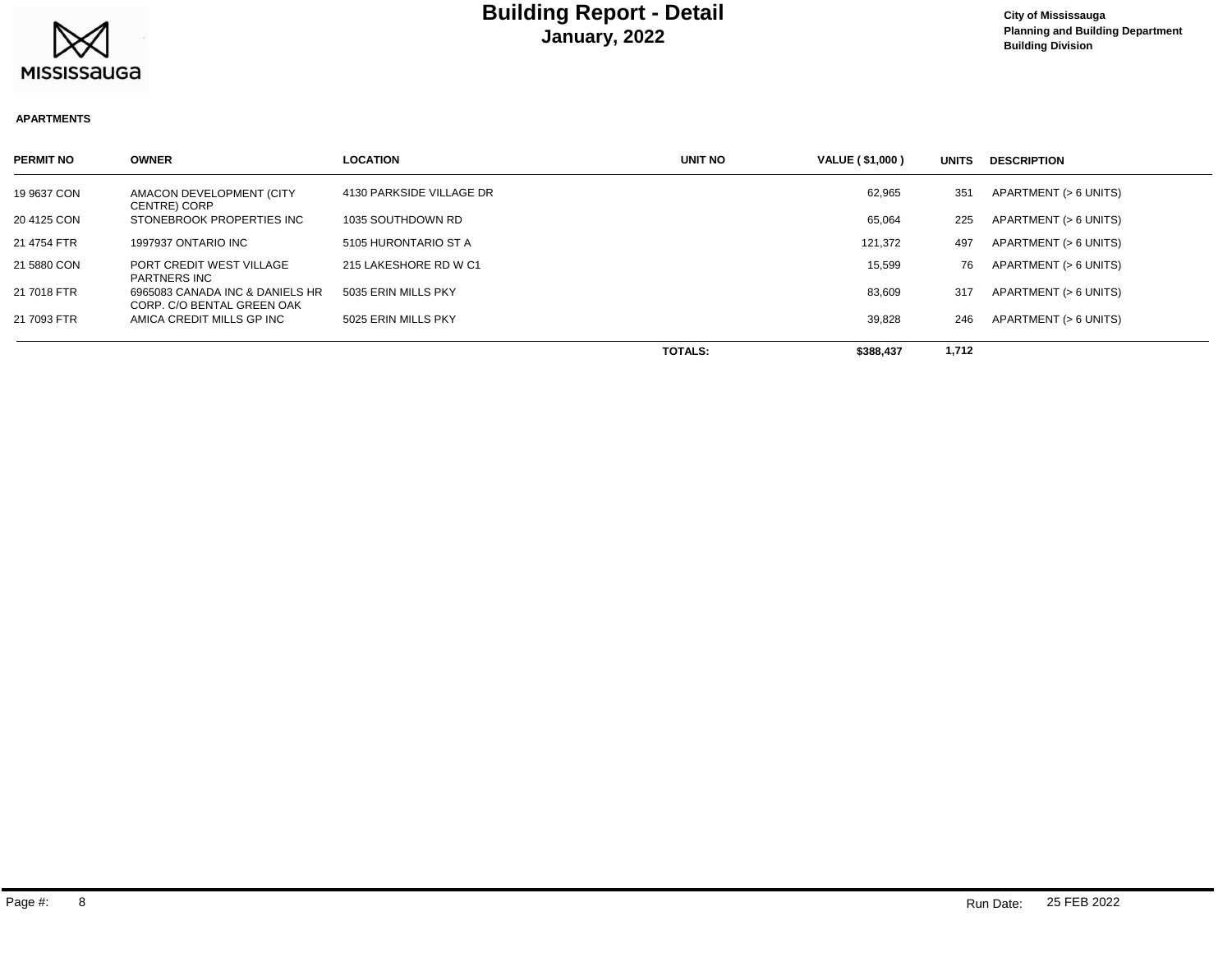# Building Report - Detail
## January, 2022

**City of Mississauga**
**Planning and Building Department**
**Building Division**

**APARTMENTS**

| PERMIT NO | OWNER | LOCATION | UNIT NO | VALUE ( $1,000 ) | UNITS | DESCRIPTION |
|---|---|---|---|---|---|---|
| 19 9637 CON | AMACON DEVELOPMENT (CITY CENTRE) CORP | 4130 PARKSIDE VILLAGE DR | | 62,965 | 351 | APARTMENT (> 6 UNITS) |
| 20 4125 CON | STONEBROOK PROPERTIES INC | 1035 SOUTHDOWN RD | | 65,064 | 225 | APARTMENT (> 6 UNITS) |
| 21 4754 FTR | 1997937 ONTARIO INC | 5105 HURONTARIO ST A | | 121,372 | 497 | APARTMENT (> 6 UNITS) |
| 21 5880 CON | PORT CREDIT WEST VILLAGE PARTNERS INC | 215 LAKESHORE RD W C1 | | 15,599 | 76 | APARTMENT (> 6 UNITS) |
| 21 7018 FTR | 6965083 CANADA INC & DANIELS HR CORP. C/O BENTAL GREEN OAK | 5035 ERIN MILLS PKY | | 83,609 | 317 | APARTMENT (> 6 UNITS) |
| 21 7093 FTR | AMICA CREDIT MILLS GP INC | 5025 ERIN MILLS PKY | | 39,828 | 246 | APARTMENT (> 6 UNITS) |
| | | | **TOTALS:** | **$388,437** | **1,712** | |

Run Date: 25 FEB 2022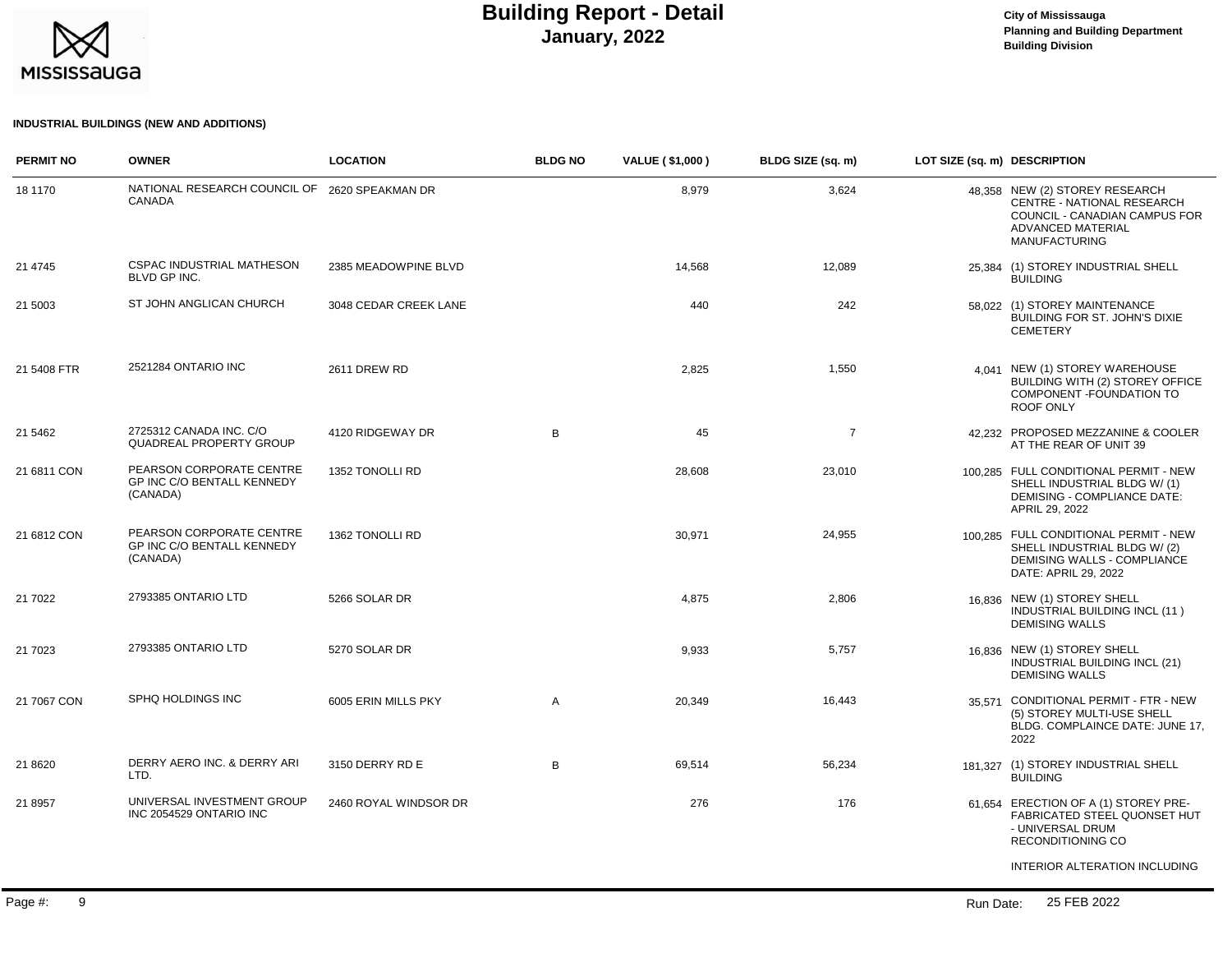# Building Report - Detail

**January, 2022**

City of Mississauga
Planning and Building Department
Building Division

### INDUSTRIAL BUILDINGS (NEW AND ADDITIONS)

| PERMIT NO | OWNER | LOCATION | BLDG NO | VALUE ( $1,000 ) | BLDG SIZE (sq. m) | LOT SIZE (sq. m) | DESCRIPTION |
|---|---|---|---|---|---|---|---|
| 18 1170 | NATIONAL RESEARCH COUNCIL OF CANADA | 2620 SPEAKMAN DR | | 8,979 | 3,624 | 48,358 | NEW (2) STOREY RESEARCH CENTRE - NATIONAL RESEARCH COUNCIL - CANADIAN CAMPUS FOR ADVANCED MATERIAL MANUFACTURING |
| 21 4745 | CSPAC INDUSTRIAL MATHESON BLVD GP INC. | 2385 MEADOWPINE BLVD | | 14,568 | 12,089 | 25,384 | (1) STOREY INDUSTRIAL SHELL BUILDING |
| 21 5003 | ST JOHN ANGLICAN CHURCH | 3048 CEDAR CREEK LANE | | 440 | 242 | 58,022 | (1) STOREY MAINTENANCE BUILDING FOR ST. JOHN'S DIXIE CEMETERY |
| 21 5408 FTR | 2521284 ONTARIO INC | 2611 DREW RD | | 2,825 | 1,550 | 4,041 | NEW (1) STOREY WAREHOUSE BUILDING WITH (2) STOREY OFFICE COMPONENT -FOUNDATION TO ROOF ONLY |
| 21 5462 | 2725312 CANADA INC. C/O QUADREAL PROPERTY GROUP | 4120 RIDGEWAY DR | B | 45 | 7 | 42,232 | PROPOSED MEZZANINE & COOLER AT THE REAR OF UNIT 39 |
| 21 6811 CON | PEARSON CORPORATE CENTRE GP INC C/O BENTALL KENNEDY (CANADA) | 1352 TONOLLI RD | | 28,608 | 23,010 | 100,285 | FULL CONDITIONAL PERMIT - NEW SHELL INDUSTRIAL BLDG W/ (1) DEMISING - COMPLIANCE DATE: APRIL 29, 2022 |
| 21 6812 CON | PEARSON CORPORATE CENTRE GP INC C/O BENTALL KENNEDY (CANADA) | 1362 TONOLLI RD | | 30,971 | 24,955 | 100,285 | FULL CONDITIONAL PERMIT - NEW SHELL INDUSTRIAL BLDG W/ (2) DEMISING WALLS - COMPLIANCE DATE: APRIL 29, 2022 |
| 21 7022 | 2793385 ONTARIO LTD | 5266 SOLAR DR | | 4,875 | 2,806 | 16,836 | NEW (1) STOREY SHELL INDUSTRIAL BUILDING INCL (11 ) DEMISING WALLS |
| 21 7023 | 2793385 ONTARIO LTD | 5270 SOLAR DR | | 9,933 | 5,757 | 16,836 | NEW (1) STOREY SHELL INDUSTRIAL BUILDING INCL (21) DEMISING WALLS |
| 21 7067 CON | SPHQ HOLDINGS INC | 6005 ERIN MILLS PKY | A | 20,349 | 16,443 | 35,571 | CONDITIONAL PERMIT - FTR - NEW (5) STOREY MULTI-USE SHELL BLDG. COMPLAINCE DATE: JUNE 17, 2022 |
| 21 8620 | DERRY AERO INC. & DERRY ARI LTD. | 3150 DERRY RD E | B | 69,514 | 56,234 | 181,327 | (1) STOREY INDUSTRIAL SHELL BUILDING |
| 21 8957 | UNIVERSAL INVESTMENT GROUP INC 2054529 ONTARIO INC | 2460 ROYAL WINDSOR DR | | 276 | 176 | 61,654 | ERECTION OF A (1) STOREY PRE-FABRICATED STEEL QUONSET HUT - UNIVERSAL DRUM RECONDITIONING CO<br><br>INTERIOR ALTERATION INCLUDING |

Run Date: 25 FEB 2022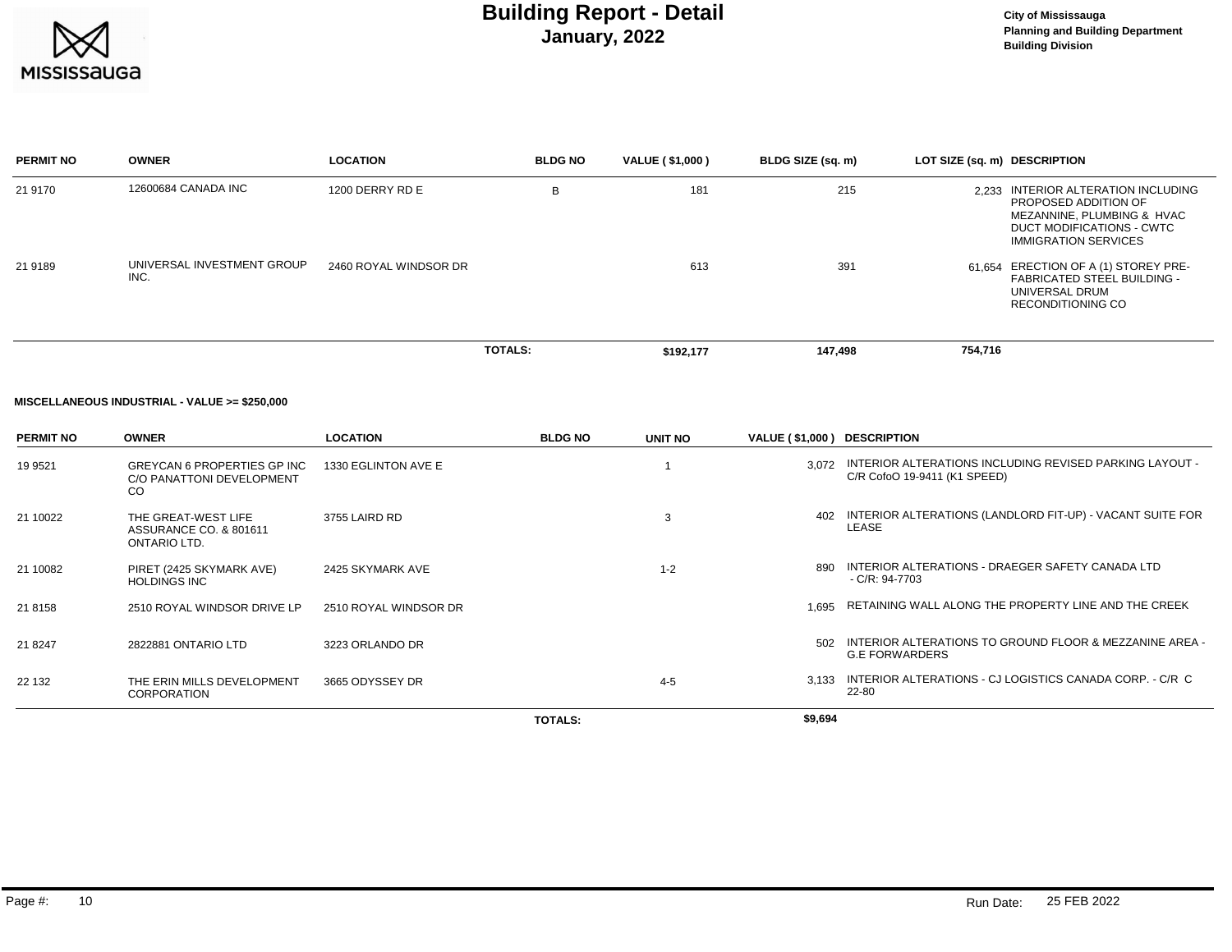# Building Report - Detail

## January, 2022

**City of Mississauga**
**Planning and Building Department**
**Building Division**

| PERMIT NO | OWNER | LOCATION | BLDG NO | VALUE ( $1,000 ) | BLDG SIZE (sq. m) | LOT SIZE (sq. m) | DESCRIPTION |
|---|---|---|---|---|---|---|---|
| 21 9170 | 12600684 CANADA INC | 1200 DERRY RD E | B | 181 | 215 | 2,233 | INTERIOR ALTERATION INCLUDING PROPOSED ADDITION OF MEZANNINE, PLUMBING & HVAC DUCT MODIFICATIONS - CWTC IMMIGRATION SERVICES |
| 21 9189 | UNIVERSAL INVESTMENT GROUP INC. | 2460 ROYAL WINDSOR DR | | 613 | 391 | 61,654 | ERECTION OF A (1) STOREY PRE-FABRICATED STEEL BUILDING - UNIVERSAL DRUM RECONDITIONING CO |
| | | | **TOTALS:** | **$192,177** | **147,498** | **754,716** | |

**MISCELLANEOUS INDUSTRIAL - VALUE >= $250,000**

| PERMIT NO | OWNER | LOCATION | BLDG NO | UNIT NO | VALUE ( $1,000 ) | DESCRIPTION |
|---|---|---|---|---|---|---|
| 19 9521 | GREYCAN 6 PROPERTIES GP INC C/O PANATTONI DEVELOPMENT CO | 1330 EGLINTON AVE E | | 1 | 3,072 | INTERIOR ALTERATIONS INCLUDING REVISED PARKING LAYOUT - C/R CofoO 19-9411 (K1 SPEED) |
| 21 10022 | THE GREAT-WEST LIFE ASSURANCE CO. & 801611 ONTARIO LTD. | 3755 LAIRD RD | | 3 | 402 | INTERIOR ALTERATIONS (LANDLORD FIT-UP) - VACANT SUITE FOR LEASE |
| 21 10082 | PIRET (2425 SKYMARK AVE) HOLDINGS INC | 2425 SKYMARK AVE | | 1-2 | 890 | INTERIOR ALTERATIONS - DRAEGER SAFETY CANADA LTD - C/R: 94-7703 |
| 21 8158 | 2510 ROYAL WINDSOR DRIVE LP | 2510 ROYAL WINDSOR DR | | | 1,695 | RETAINING WALL ALONG THE PROPERTY LINE AND THE CREEK |
| 21 8247 | 2822881 ONTARIO LTD | 3223 ORLANDO DR | | | 502 | INTERIOR ALTERATIONS TO GROUND FLOOR & MEZZANINE AREA - G.E FORWARDERS |
| 22 132 | THE ERIN MILLS DEVELOPMENT CORPORATION | 3665 ODYSSEY DR | | 4-5 | 3,133 | INTERIOR ALTERATIONS - CJ LOGISTICS CANADA CORP. - C/R C 22-80 |
| | | | **TOTALS:** | | **$9,694** | |

Run Date: 25 FEB 2022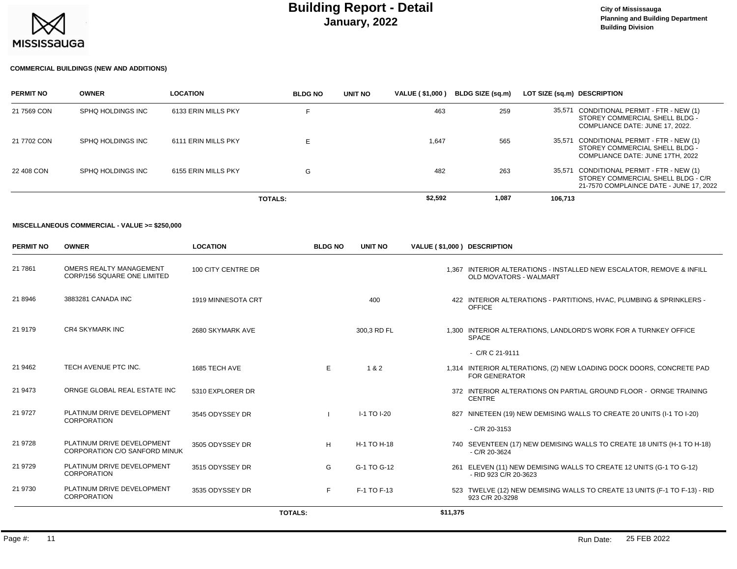# Building Report - Detail

## January, 2022

City of Mississauga
Planning and Building Department
Building Division

### COMMERCIAL BUILDINGS (NEW AND ADDITIONS)

| PERMIT NO | OWNER | LOCATION | BLDG NO | UNIT NO | VALUE ( $1,000 ) | BLDG SIZE (sq.m) | LOT SIZE (sq.m) | DESCRIPTION |
|---|---|---|---|---|---|---|---|---|
| 21 7569 CON | SPHQ HOLDINGS INC | 6133 ERIN MILLS PKY | F | | 463 | 259 | 35,571 | CONDITIONAL PERMIT - FTR - NEW (1) STOREY COMMERCIAL SHELL BLDG - COMPLIANCE DATE: JUNE 17, 2022. |
| 21 7702 CON | SPHQ HOLDINGS INC | 6111 ERIN MILLS PKY | E | | 1,647 | 565 | 35,571 | CONDITIONAL PERMIT - FTR - NEW (1) STOREY COMMERCIAL SHELL BLDG - COMPLIANCE DATE: JUNE 17TH, 2022 |
| 22 408 CON | SPHQ HOLDINGS INC | 6155 ERIN MILLS PKY | G | | 482 | 263 | 35,571 | CONDITIONAL PERMIT - FTR - NEW (1) STOREY COMMERCIAL SHELL BLDG - C/R 21-7570 COMPLAINCE DATE - JUNE 17, 2022 |
| | | | **TOTALS:** | | **$2,592** | **1,087** | **106,713** | |

### MISCELLANEOUS COMMERCIAL - VALUE >= $250,000

| PERMIT NO | OWNER | LOCATION | BLDG NO | UNIT NO | VALUE ( $1,000 ) | DESCRIPTION |
|---|---|---|---|---|---|---|
| 21 7861 | OMERS REALTY MANAGEMENT CORP/156 SQUARE ONE LIMITED | 100 CITY CENTRE DR | | | 1,367 | INTERIOR ALTERATIONS - INSTALLED NEW ESCALATOR, REMOVE & INFILL OLD MOVATORS - WALMART |
| 21 8946 | 3883281 CANADA INC | 1919 MINNESOTA CRT | | 400 | 422 | INTERIOR ALTERATIONS - PARTITIONS, HVAC, PLUMBING & SPRINKLERS - OFFICE |
| 21 9179 | CR4 SKYMARK INC | 2680 SKYMARK AVE | | 300,3 RD FL | 1,300 | INTERIOR ALTERATIONS, LANDLORD'S WORK FOR A TURNKEY OFFICE SPACE - C/R C 21-9111 |
| 21 9462 | TECH AVENUE PTC INC. | 1685 TECH AVE | E | 1 & 2 | 1,314 | INTERIOR ALTERATIONS, (2) NEW LOADING DOCK DOORS, CONCRETE PAD FOR GENERATOR |
| 21 9473 | ORNGE GLOBAL REAL ESTATE INC | 5310 EXPLORER DR | | | 372 | INTERIOR ALTERATIONS ON PARTIAL GROUND FLOOR - ORNGE TRAINING CENTRE |
| 21 9727 | PLATINUM DRIVE DEVELOPMENT CORPORATION | 3545 ODYSSEY DR | I | I-1 TO I-20 | 827 | NINETEEN (19) NEW DEMISING WALLS TO CREATE 20 UNITS (I-1 TO I-20) - C/R 20-3153 |
| 21 9728 | PLATINUM DRIVE DEVELOPMENT CORPORATION C/O SANFORD MINUK | 3505 ODYSSEY DR | H | H-1 TO H-18 | 740 | SEVENTEEN (17) NEW DEMISING WALLS TO CREATE 18 UNITS (H-1 TO H-18) - C/R 20-3624 |
| 21 9729 | PLATINUM DRIVE DEVELOPMENT CORPORATION | 3515 ODYSSEY DR | G | G-1 TO G-12 | 261 | ELEVEN (11) NEW DEMISING WALLS TO CREATE 12 UNITS (G-1 TO G-12) - RID 923 C/R 20-3623 |
| 21 9730 | PLATINUM DRIVE DEVELOPMENT CORPORATION | 3535 ODYSSEY DR | F | F-1 TO F-13 | 523 | TWELVE (12) NEW DEMISING WALLS TO CREATE 13 UNITS (F-1 TO F-13) - RID 923 C/R 20-3298 |
| | | | **TOTALS:** | | **$11,375** | |

Run Date: 25 FEB 2022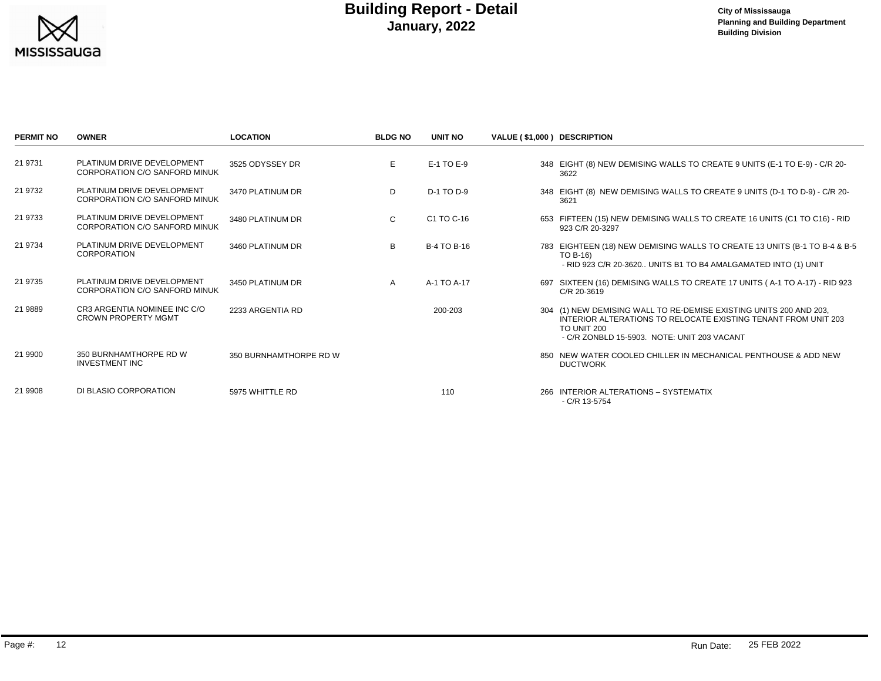# Building Report - Detail
## January, 2022

City of Mississauga
Planning and Building Department
Building Division

| PERMIT NO | OWNER | LOCATION | BLDG NO | UNIT NO | VALUE ( $1,000 ) | DESCRIPTION |
|---|---|---|---|---|---|---|
| 21 9731 | PLATINUM DRIVE DEVELOPMENT CORPORATION C/O SANFORD MINUK | 3525 ODYSSEY DR | E | E-1 TO E-9 | 348 | EIGHT (8) NEW DEMISING WALLS TO CREATE 9 UNITS (E-1 TO E-9) - C/R 20-3622 |
| 21 9732 | PLATINUM DRIVE DEVELOPMENT CORPORATION C/O SANFORD MINUK | 3470 PLATINUM DR | D | D-1 TO D-9 | 348 | EIGHT (8) NEW DEMISING WALLS TO CREATE 9 UNITS (D-1 TO D-9) - C/R 20-3621 |
| 21 9733 | PLATINUM DRIVE DEVELOPMENT CORPORATION C/O SANFORD MINUK | 3480 PLATINUM DR | C | C1 TO C-16 | 653 | FIFTEEN (15) NEW DEMISING WALLS TO CREATE 16 UNITS (C1 TO C16) - RID 923 C/R 20-3297 |
| 21 9734 | PLATINUM DRIVE DEVELOPMENT CORPORATION | 3460 PLATINUM DR | B | B-4 TO B-16 | 783 | EIGHTEEN (18) NEW DEMISING WALLS TO CREATE 13 UNITS (B-1 TO B-4 & B-5 TO B-16) - RID 923 C/R 20-3620.. UNITS B1 TO B4 AMALGAMATED INTO (1) UNIT |
| 21 9735 | PLATINUM DRIVE DEVELOPMENT CORPORATION C/O SANFORD MINUK | 3450 PLATINUM DR | A | A-1 TO A-17 | 697 | SIXTEEN (16) DEMISING WALLS TO CREATE 17 UNITS ( A-1 TO A-17) - RID 923 C/R 20-3619 |
| 21 9889 | CR3 ARGENTIA NOMINEE INC C/O CROWN PROPERTY MGMT | 2233 ARGENTIA RD | | 200-203 | 304 | (1) NEW DEMISING WALL TO RE-DEMISE EXISTING UNITS 200 AND 203, INTERIOR ALTERATIONS TO RELOCATE EXISTING TENANT FROM UNIT 203 TO UNIT 200 - C/R ZONBLD 15-5903. NOTE: UNIT 203 VACANT |
| 21 9900 | 350 BURNHAMTHORPE RD W INVESTMENT INC | 350 BURNHAMTHORPE RD W | | | 850 | NEW WATER COOLED CHILLER IN MECHANICAL PENTHOUSE & ADD NEW DUCTWORK |
| 21 9908 | DI BLASIO CORPORATION | 5975 WHITTLE RD | | 110 | 266 | INTERIOR ALTERATIONS – SYSTEMATIX - C/R 13-5754 |

Run Date: 25 FEB 2022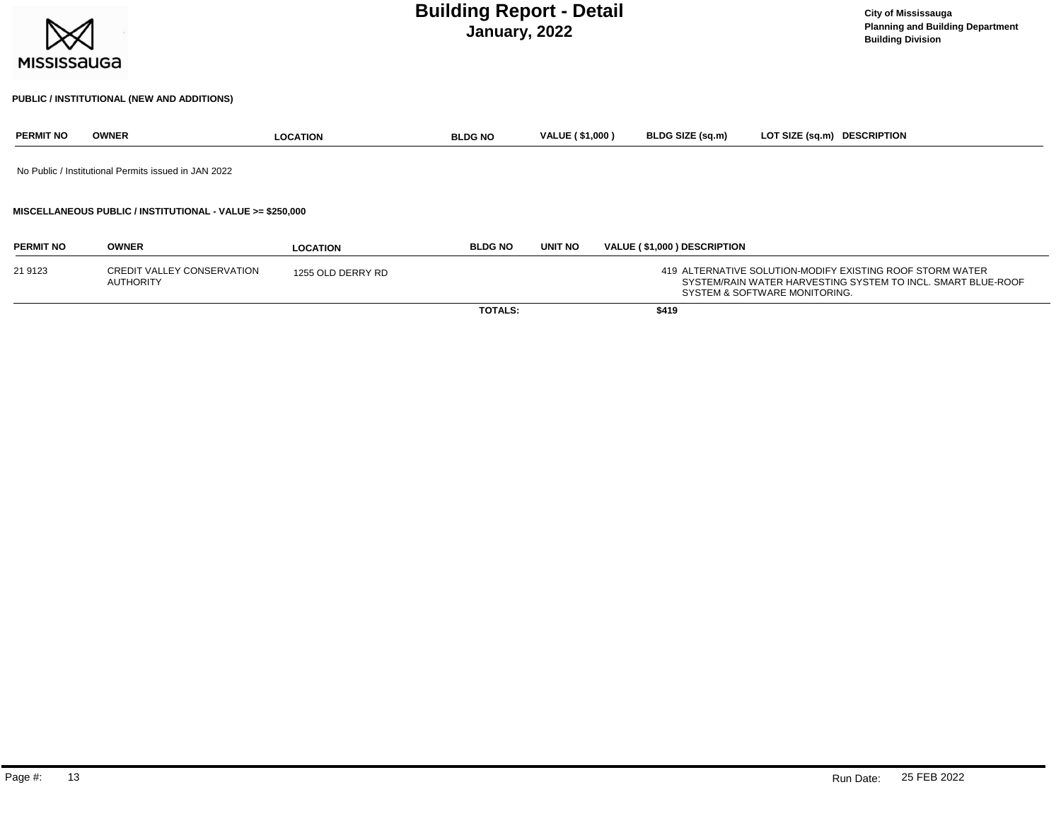# Building Report - Detail
## January, 2022

City of Mississauga
Planning and Building Department
Building Division

### PUBLIC / INSTITUTIONAL (NEW AND ADDITIONS)

| PERMIT NO | OWNER | LOCATION | BLDG NO | VALUE ( $1,000 ) | BLDG SIZE (sq.m) | LOT SIZE (sq.m) | DESCRIPTION |
|---|---|---|---|---|---|---|---|

No Public / Institutional Permits issued in JAN 2022

### MISCELLANEOUS PUBLIC / INSTITUTIONAL - VALUE >= $250,000

| PERMIT NO | OWNER | LOCATION | BLDG NO | UNIT NO | VALUE ( $1,000 ) | DESCRIPTION |
|---|---|---|---|---|---|---|
| 21 9123 | CREDIT VALLEY CONSERVATION AUTHORITY | 1255 OLD DERRY RD | | | 419 | ALTERNATIVE SOLUTION-MODIFY EXISTING ROOF STORM WATER SYSTEM/RAIN WATER HARVESTING SYSTEM TO INCL. SMART BLUE-ROOF SYSTEM & SOFTWARE MONITORING. |
| | | | TOTALS: | | $419 | |

Run Date: 25 FEB 2022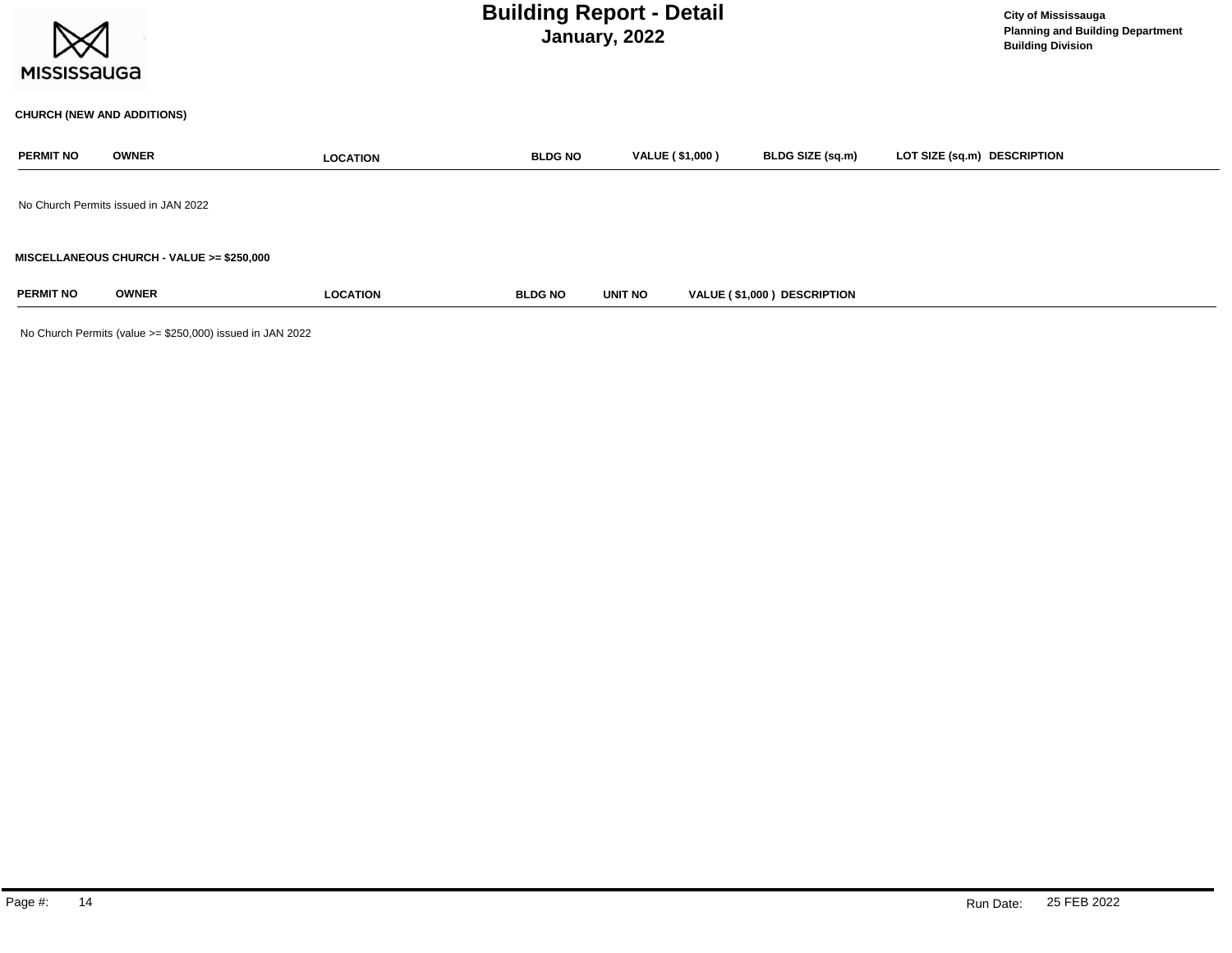**CHURCH (NEW AND ADDITIONS)**

| PERMIT NO | OWNER | LOCATION | BLDG NO | VALUE ( $1,000 ) | BLDG SIZE (sq.m) | LOT SIZE (sq.m) | DESCRIPTION |
|---|---|---|---|---|---|---|---|

No Church Permits issued in JAN 2022

**MISCELLANEOUS CHURCH - VALUE >= $250,000**

| PERMIT NO | OWNER | LOCATION | BLDG NO | UNIT NO | VALUE ( $1,000 ) | DESCRIPTION |
|---|---|---|---|---|---|---|

No Church Permits (value >= $250,000) issued in JAN 2022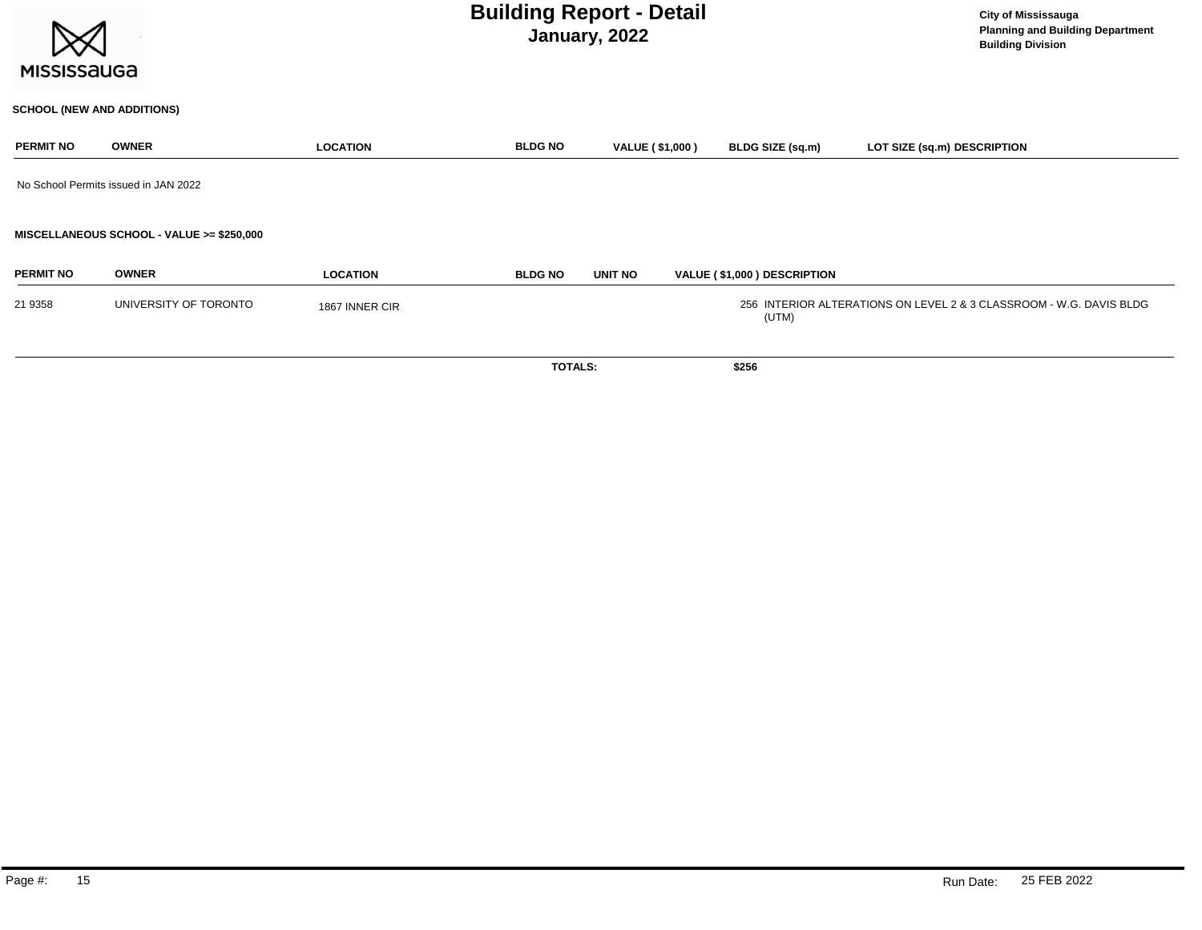# Building Report - Detail
## January, 2022

City of Mississauga
Planning and Building Department
Building Division

### SCHOOL (NEW AND ADDITIONS)

| PERMIT NO | OWNER | LOCATION | BLDG NO | VALUE ( $1,000 ) | BLDG SIZE (sq.m) | LOT SIZE (sq.m) | DESCRIPTION |
|---|---|---|---|---|---|---|---|

No School Permits issued in JAN 2022

### MISCELLANEOUS SCHOOL - VALUE >= $250,000

| PERMIT NO | OWNER | LOCATION | BLDG NO | UNIT NO | VALUE ( $1,000 ) | DESCRIPTION |
|---|---|---|---|---|---|---|
| 21 9358 | UNIVERSITY OF TORONTO | 1867 INNER CIR | | | 256 | INTERIOR ALTERATIONS ON LEVEL 2 & 3 CLASSROOM - W.G. DAVIS BLDG (UTM) |
| | | | TOTALS: | | $256 | |

Run Date: 25 FEB 2022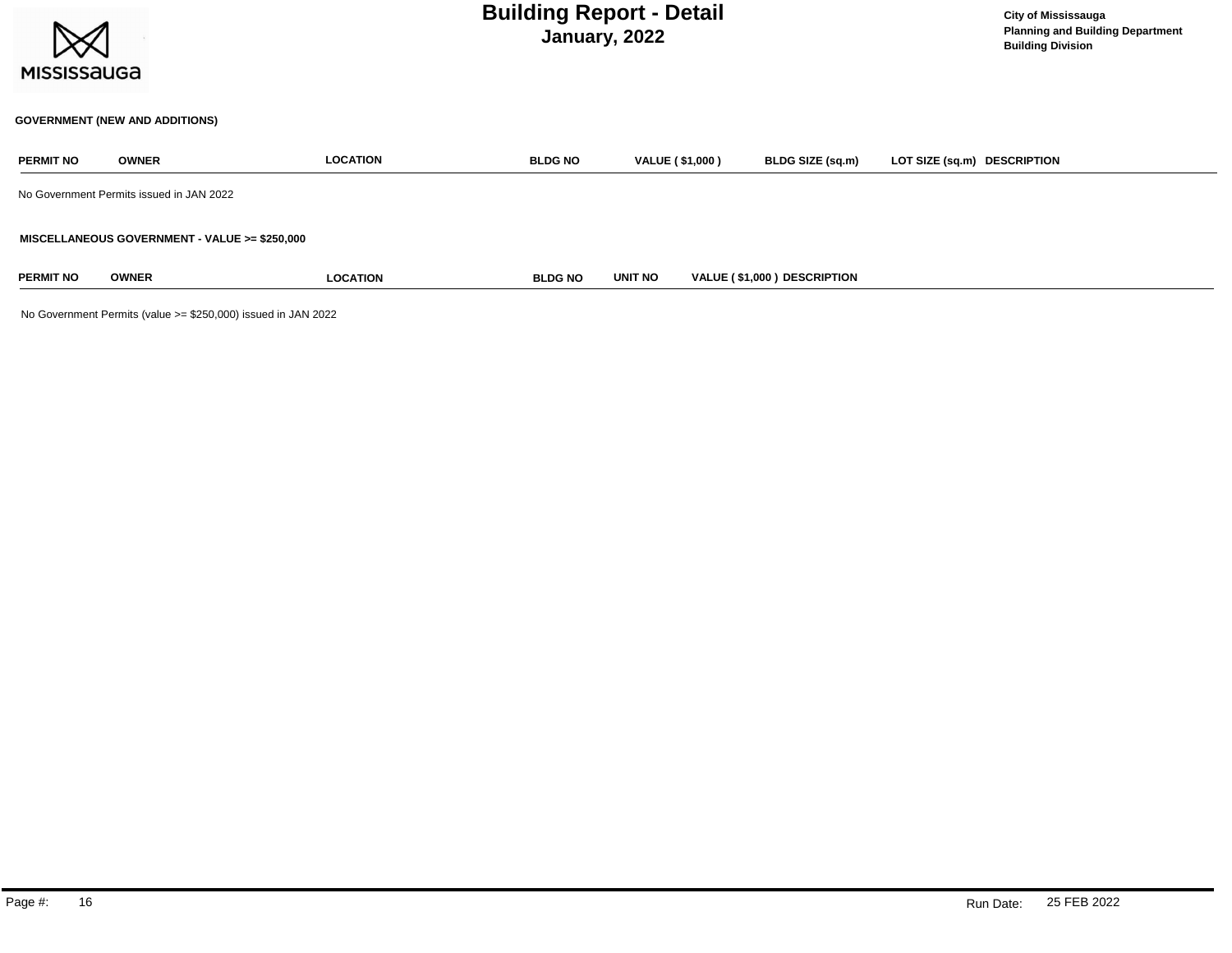# Building Report - Detail

## January, 2022

City of Mississauga
Planning and Building Department
Building Division

### GOVERNMENT (NEW AND ADDITIONS)

| PERMIT NO | OWNER | LOCATION | BLDG NO | VALUE ( $1,000 ) | BLDG SIZE (sq.m) | LOT SIZE (sq.m) | DESCRIPTION |
|---|---|---|---|---|---|---|---|

No Government Permits issued in JAN 2022

### MISCELLANEOUS GOVERNMENT - VALUE >= $250,000

| PERMIT NO | OWNER | LOCATION | BLDG NO | UNIT NO | VALUE ( $1,000 ) | DESCRIPTION |
|---|---|---|---|---|---|---|

No Government Permits (value >= $250,000) issued in JAN 2022

Run Date: 25 FEB 2022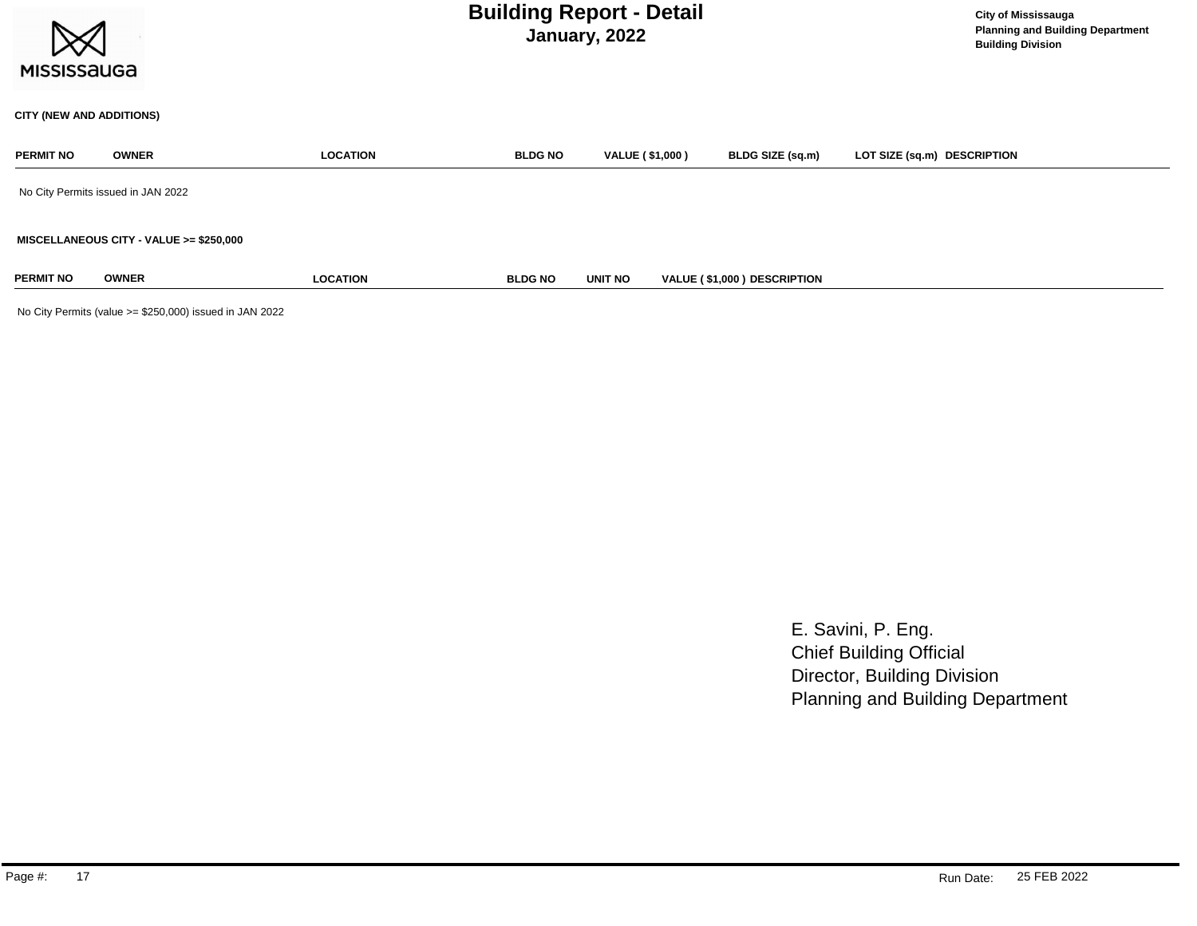# Building Report - Detail

## January, 2022

City of Mississauga
Planning and Building Department
Building Division

### CITY (NEW AND ADDITIONS)

| PERMIT NO | OWNER | LOCATION | BLDG NO | VALUE ( $1,000 ) | BLDG SIZE (sq.m) | LOT SIZE (sq.m) | DESCRIPTION |
|---|---|---|---|---|---|---|---|

No City Permits issued in JAN 2022

### MISCELLANEOUS CITY - VALUE >= $250,000

| PERMIT NO | OWNER | LOCATION | BLDG NO | UNIT NO | VALUE ( $1,000 ) | DESCRIPTION |
|---|---|---|---|---|---|---|

No City Permits (value >= $250,000) issued in JAN 2022

E. Savini, P. Eng.
Chief Building Official
Director, Building Division
Planning and Building Department

Run Date: 25 FEB 2022